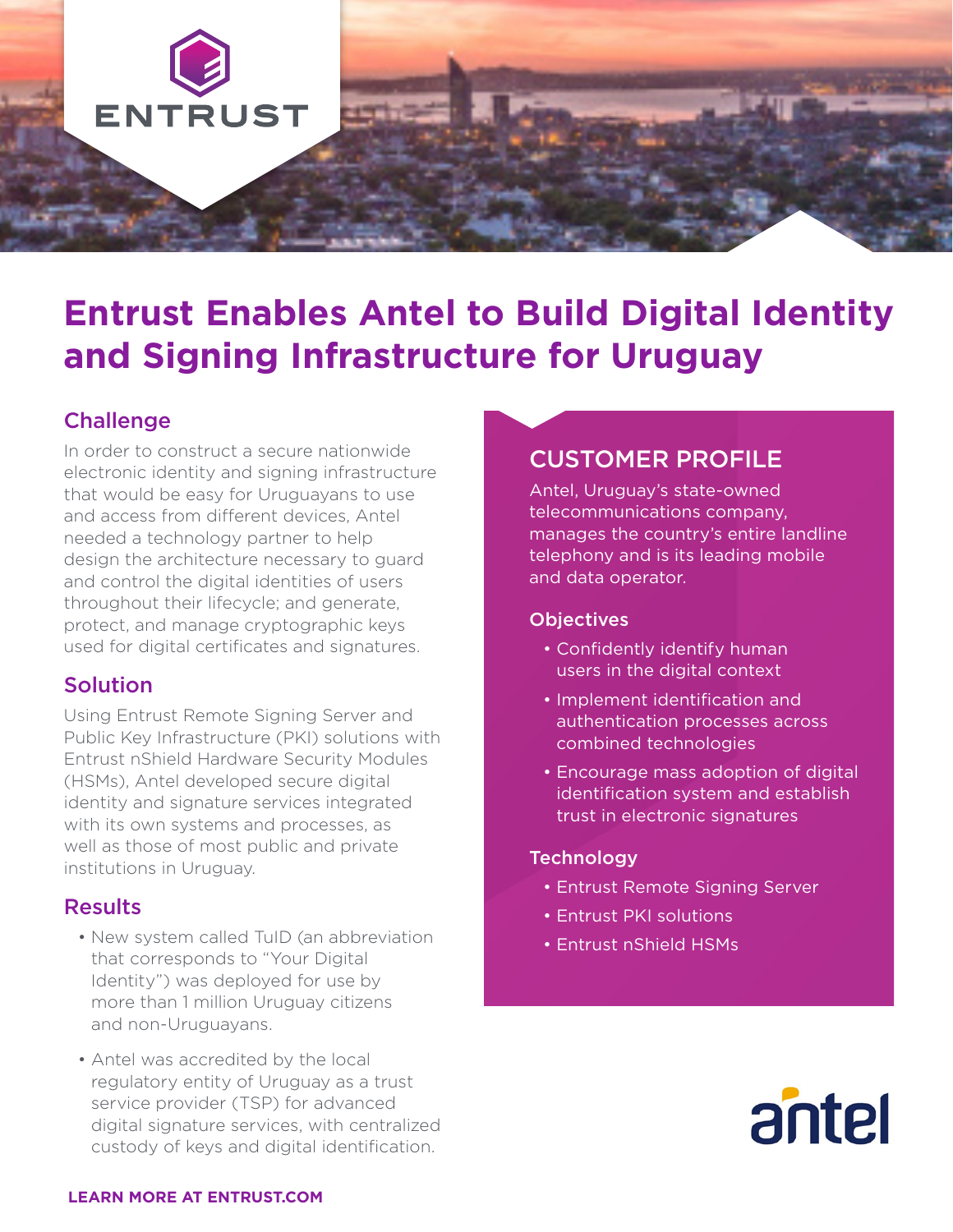# Entrust Enables Antel to Build Digital Identity and Signing Infrastructure for Uruguay

## Challenge

In order to construct a secure nationwide electronic identity and signing infrastructure that would be easy for Uruguayans to use and access from different devices, Antel needed a technology partner to help design the architecture necessary to guard and control the digital identities of users throughout their lifecycle; and generate, protect, and manage cryptographic keys used for digital certificates and signatures.

## Solution

Using Entrust Remote Signing Server and Public Key Infrastructure (PKI) solutions with Entrust nShield Hardware Security Modules (HSMs), Antel developed secure digital identity and signature services integrated with its own systems and processes, as well as those of most public and private institutions in Uruguay.

## Results

- New system called TuID (an abbreviation that corresponds to "Your Digital Identity") was deployed for use by more than 1 million Uruguay citizens and non-Uruguayans.
- Antel was accredited by the local regulatory entity of Uruguay as a trust service provider (TSP) for advanced digital signature services, with centralized custody of keys and digital identification.

## CUSTOMER PROFILE

Antel, Uruguay's state-owned telecommunications company, manages the country's entire landline telephony and is its leading mobile and data operator.

### Objectives

- Confidently identify human users in the digital context
- Implement identification and authentication processes across combined technologies
- Encourage mass adoption of digital identification system and establish trust in electronic signatures

### Technology

- Entrust Remote Signing Server
- Entrust PKI solutions
- Entrust nShield HSMs

**LEARN MORE AT ENTRUST.COM**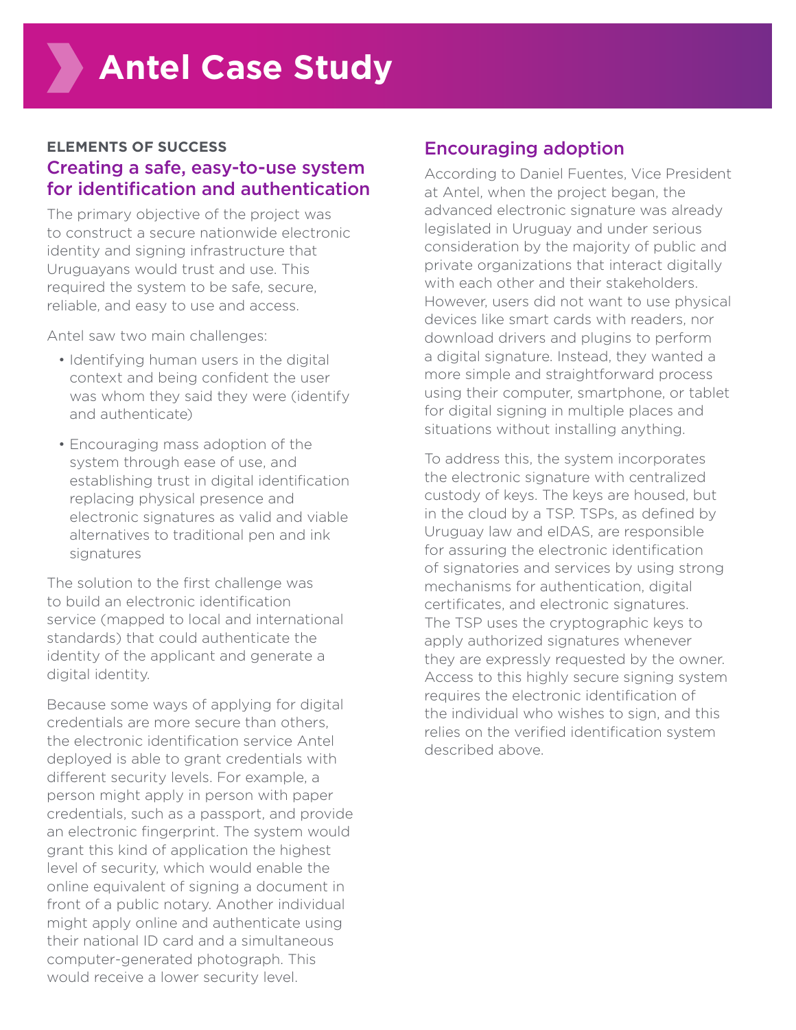# Antel Case Study

**ELEMENTS OF SUCCESS**

## Creating a safe, easy-to-use system for identification and authentication

The primary objective of the project was to construct a secure nationwide electronic identity and signing infrastructure that Uruguayans would trust and use. This required the system to be safe, secure, reliable, and easy to use and access.

Antel saw two main challenges:

- Identifying human users in the digital context and being confident the user was whom they said they were (identify and authenticate)
- Encouraging mass adoption of the system through ease of use, and establishing trust in digital identification replacing physical presence and electronic signatures as valid and viable alternatives to traditional pen and ink signatures

The solution to the first challenge was to build an electronic identification service (mapped to local and international standards) that could authenticate the identity of the applicant and generate a digital identity.

Because some ways of applying for digital credentials are more secure than others, the electronic identification service Antel deployed is able to grant credentials with different security levels. For example, a person might apply in person with paper credentials, such as a passport, and provide an electronic fingerprint. The system would grant this kind of application the highest level of security, which would enable the online equivalent of signing a document in front of a public notary. Another individual might apply online and authenticate using their national ID card and a simultaneous computer-generated photograph. This would receive a lower security level.

## Encouraging adoption

According to Daniel Fuentes, Vice President at Antel, when the project began, the advanced electronic signature was already legislated in Uruguay and under serious consideration by the majority of public and private organizations that interact digitally with each other and their stakeholders. However, users did not want to use physical devices like smart cards with readers, nor download drivers and plugins to perform a digital signature. Instead, they wanted a more simple and straightforward process using their computer, smartphone, or tablet for digital signing in multiple places and situations without installing anything.

To address this, the system incorporates the electronic signature with centralized custody of keys. The keys are housed, but in the cloud by a TSP. TSPs, as defined by Uruguay law and eIDAS, are responsible for assuring the electronic identification of signatories and services by using strong mechanisms for authentication, digital certificates, and electronic signatures. The TSP uses the cryptographic keys to apply authorized signatures whenever they are expressly requested by the owner. Access to this highly secure signing system requires the electronic identification of the individual who wishes to sign, and this relies on the verified identification system described above.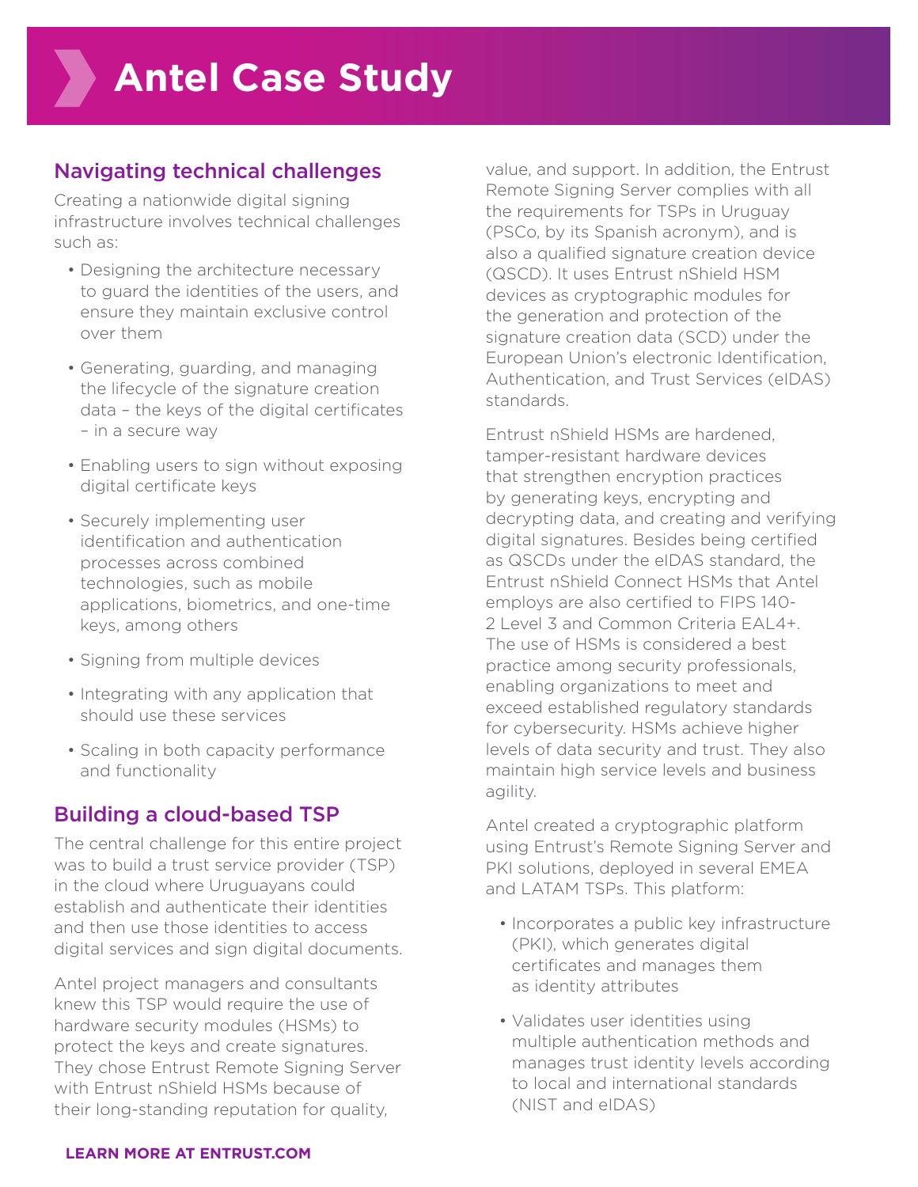# Antel Case Study

## Navigating technical challenges

Creating a nationwide digital signing infrastructure involves technical challenges such as:

- Designing the architecture necessary to guard the identities of the users, and ensure they maintain exclusive control over them
- Generating, guarding, and managing the lifecycle of the signature creation data – the keys of the digital certificates – in a secure way
- Enabling users to sign without exposing digital certificate keys
- Securely implementing user identification and authentication processes across combined technologies, such as mobile applications, biometrics, and one-time keys, among others
- Signing from multiple devices
- Integrating with any application that should use these services
- Scaling in both capacity performance and functionality

## Building a cloud-based TSP

The central challenge for this entire project was to build a trust service provider (TSP) in the cloud where Uruguayans could establish and authenticate their identities and then use those identities to access digital services and sign digital documents.

Antel project managers and consultants knew this TSP would require the use of hardware security modules (HSMs) to protect the keys and create signatures. They chose Entrust Remote Signing Server with Entrust nShield HSMs because of their long-standing reputation for quality, value, and support. In addition, the Entrust Remote Signing Server complies with all the requirements for TSPs in Uruguay (PSCo, by its Spanish acronym), and is also a qualified signature creation device (QSCD). It uses Entrust nShield HSM devices as cryptographic modules for the generation and protection of the signature creation data (SCD) under the European Union's electronic Identification, Authentication, and Trust Services (eIDAS) standards.

Entrust nShield HSMs are hardened, tamper-resistant hardware devices that strengthen encryption practices by generating keys, encrypting and decrypting data, and creating and verifying digital signatures. Besides being certified as QSCDs under the eIDAS standard, the Entrust nShield Connect HSMs that Antel employs are also certified to FIPS 140-2 Level 3 and Common Criteria EAL4+. The use of HSMs is considered a best practice among security professionals, enabling organizations to meet and exceed established regulatory standards for cybersecurity. HSMs achieve higher levels of data security and trust. They also maintain high service levels and business agility.

Antel created a cryptographic platform using Entrust's Remote Signing Server and PKI solutions, deployed in several EMEA and LATAM TSPs. This platform:

- Incorporates a public key infrastructure (PKI), which generates digital certificates and manages them as identity attributes
- Validates user identities using multiple authentication methods and manages trust identity levels according to local and international standards (NIST and eIDAS)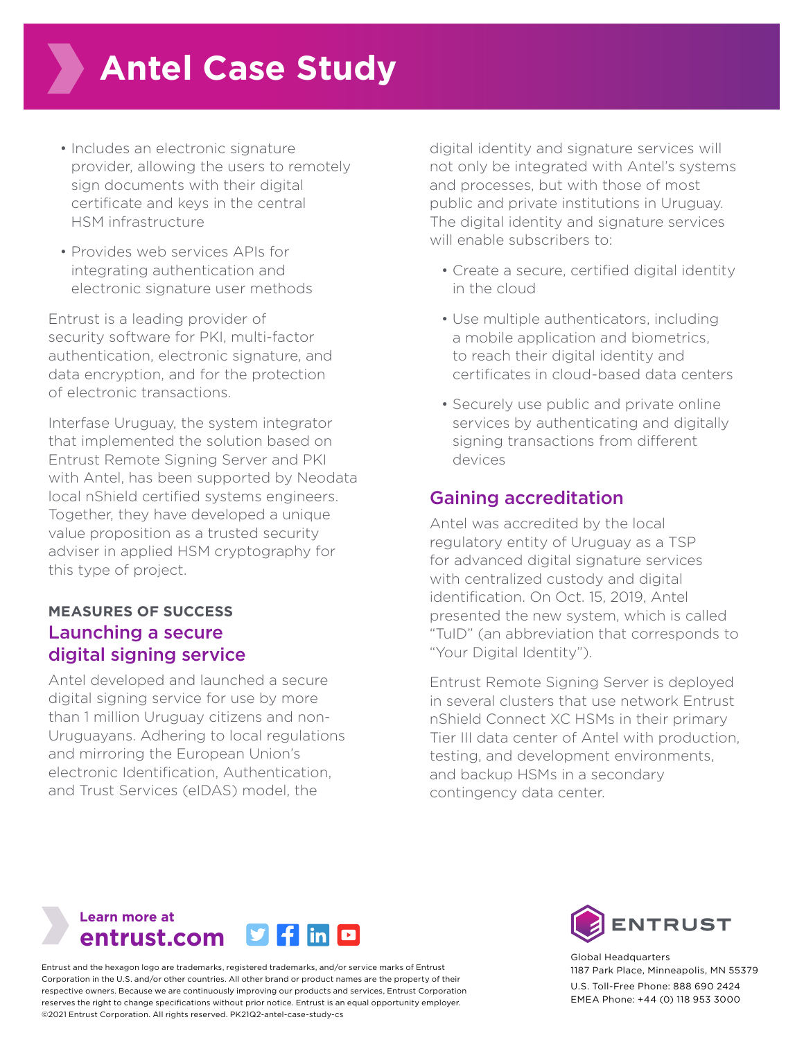# Antel Case Study

- Includes an electronic signature provider, allowing the users to remotely sign documents with their digital certificate and keys in the central HSM infrastructure
- Provides web services APIs for integrating authentication and electronic signature user methods

Entrust is a leading provider of security software for PKI, multi-factor authentication, electronic signature, and data encryption, and for the protection of electronic transactions.

Interfase Uruguay, the system integrator that implemented the solution based on Entrust Remote Signing Server and PKI with Antel, has been supported by Neodata local nShield certified systems engineers. Together, they have developed a unique value proposition as a trusted security adviser in applied HSM cryptography for this type of project.

#### MEASURES OF SUCCESS

## Launching a secure digital signing service

Antel developed and launched a secure digital signing service for use by more than 1 million Uruguay citizens and non-Uruguayans. Adhering to local regulations and mirroring the European Union's electronic Identification, Authentication, and Trust Services (eIDAS) model, the digital identity and signature services will not only be integrated with Antel's systems and processes, but with those of most public and private institutions in Uruguay. The digital identity and signature services will enable subscribers to:

- Create a secure, certified digital identity in the cloud
- Use multiple authenticators, including a mobile application and biometrics, to reach their digital identity and certificates in cloud-based data centers
- Securely use public and private online services by authenticating and digitally signing transactions from different devices

## Gaining accreditation

Antel was accredited by the local regulatory entity of Uruguay as a TSP for advanced digital signature services with centralized custody and digital identification. On Oct. 15, 2019, Antel presented the new system, which is called "TuID" (an abbreviation that corresponds to "Your Digital Identity").

Entrust Remote Signing Server is deployed in several clusters that use network Entrust nShield Connect XC HSMs in their primary Tier III data center of Antel with production, testing, and development environments, and backup HSMs in a secondary contingency data center.

**Learn more at entrust.com**

Entrust and the hexagon logo are trademarks, registered trademarks, and/or service marks of Entrust Corporation in the U.S. and/or other countries. All other brand or product names are the property of their respective owners. Because we are continuously improving our products and services, Entrust Corporation reserves the right to change specifications without prior notice. Entrust is an equal opportunity employer. ©2021 Entrust Corporation. All rights reserved. PK21Q2-antel-case-study-cs

ENTRUST

Global Headquarters
1187 Park Place, Minneapolis, MN 55379
U.S. Toll-Free Phone: 888 690 2424
EMEA Phone: +44 (0) 118 953 3000